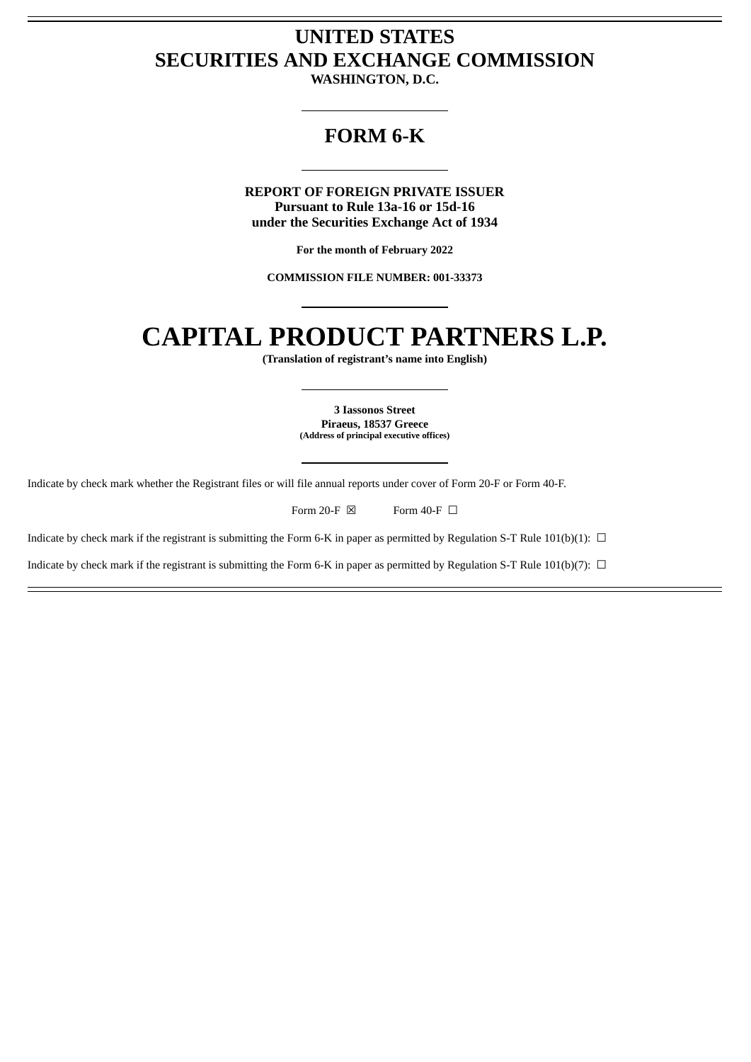# UNITED STATES
# SECURITIES AND EXCHANGE COMMISSION

**WASHINGTON, D.C.**

## FORM 6-K

**REPORT OF FOREIGN PRIVATE ISSUER**
**Pursuant to Rule 13a-16 or 15d-16**
**under the Securities Exchange Act of 1934**

**For the month of February 2022**

**COMMISSION FILE NUMBER: 001-33373**

# CAPITAL PRODUCT PARTNERS L.P.

**(Translation of registrant's name into English)**

**3 Iassonos Street**
**Piraeus, 18537 Greece**
**(Address of principal executive offices)**

Indicate by check mark whether the Registrant files or will file annual reports under cover of Form 20-F or Form 40-F.

Form 20-F ☒ Form 40-F ☐

Indicate by check mark if the registrant is submitting the Form 6-K in paper as permitted by Regulation S-T Rule 101(b)(1): ☐

Indicate by check mark if the registrant is submitting the Form 6-K in paper as permitted by Regulation S-T Rule 101(b)(7): ☐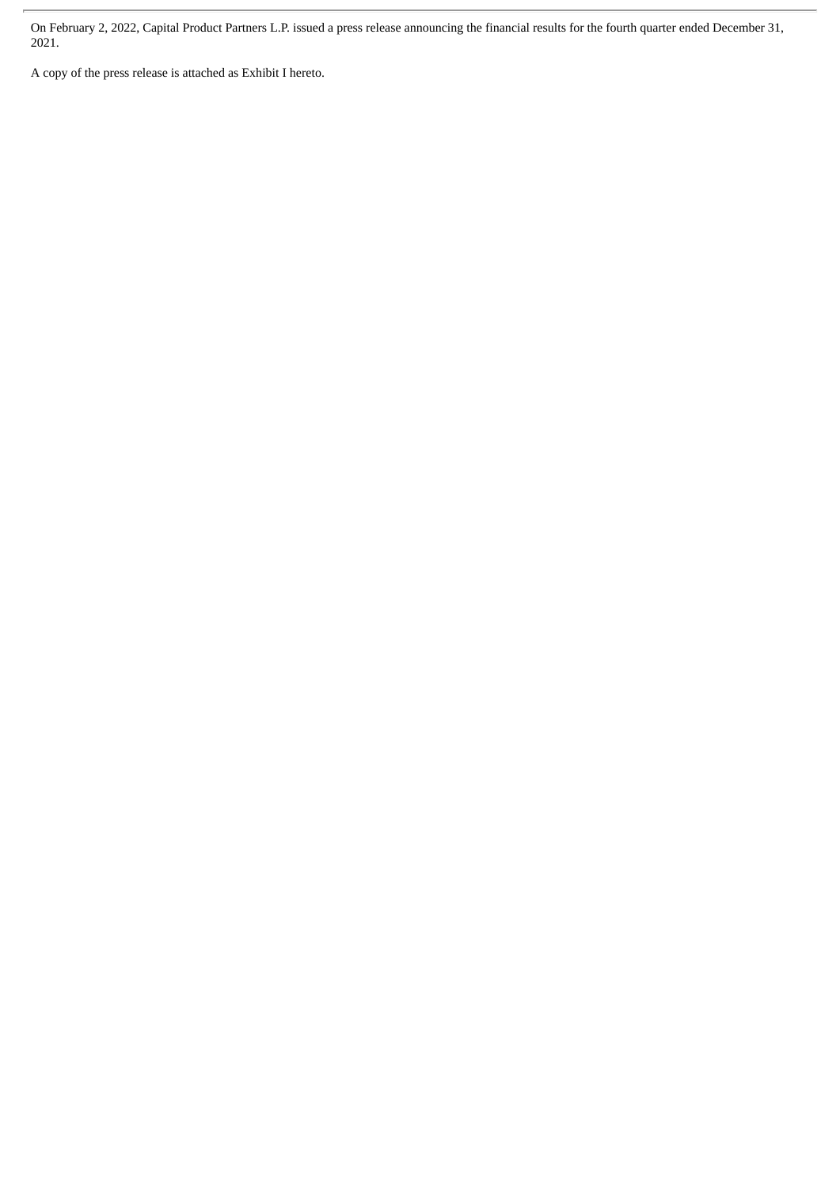On February 2, 2022, Capital Product Partners L.P. issued a press release announcing the financial results for the fourth quarter ended December 31, 2021.

A copy of the press release is attached as Exhibit I hereto.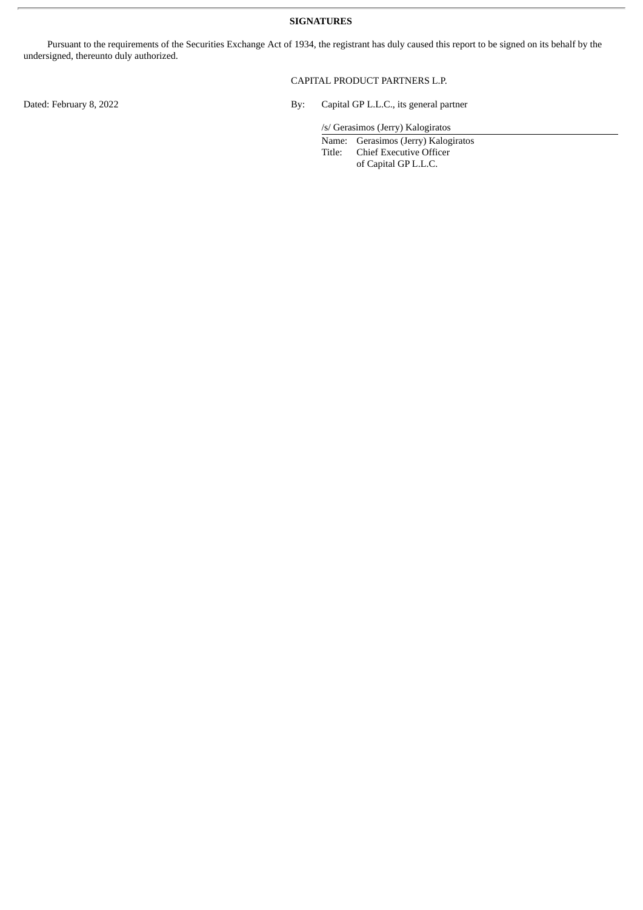**SIGNATURES**

Pursuant to the requirements of the Securities Exchange Act of 1934, the registrant has duly caused this report to be signed on its behalf by the undersigned, thereunto duly authorized.

CAPITAL PRODUCT PARTNERS L.P.

Dated: February 8, 2022

By: Capital GP L.L.C., its general partner

/s/ Gerasimos (Jerry) Kalogiratos

Name: Gerasimos (Jerry) Kalogiratos
Title: Chief Executive Officer of Capital GP L.L.C.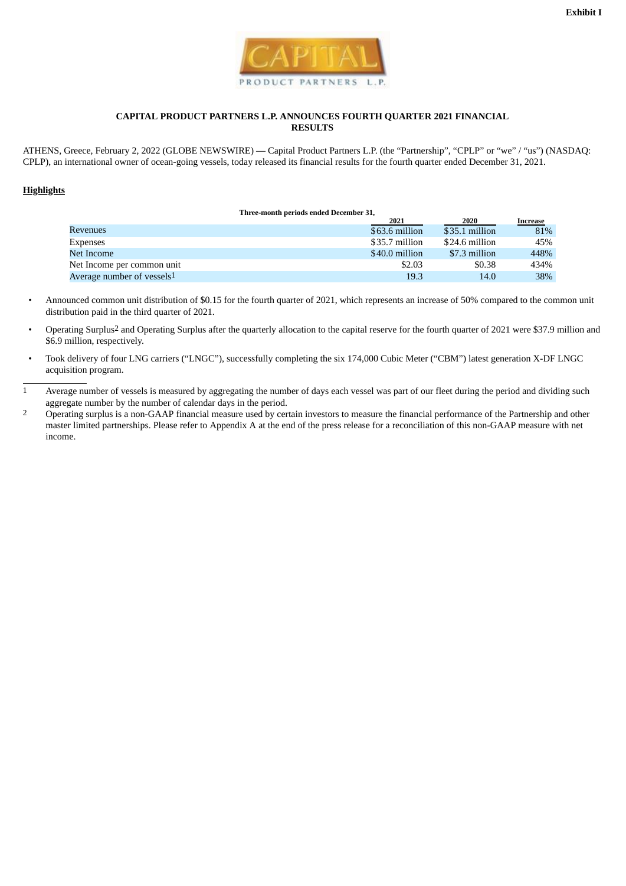Exhibit I

CAPITAL PRODUCT PARTNERS L.P.

## CAPITAL PRODUCT PARTNERS L.P. ANNOUNCES FOURTH QUARTER 2021 FINANCIAL RESULTS

ATHENS, Greece, February 2, 2022 (GLOBE NEWSWIRE) — Capital Product Partners L.P. (the "Partnership", "CPLP" or "we" / "us") (NASDAQ: CPLP), an international owner of ocean-going vessels, today released its financial results for the fourth quarter ended December 31, 2021.

### Highlights

| Three-month periods ended December 31, | 2021 | 2020 | Increase |
|---|---|---|---|
| Revenues | $63.6 million | $35.1 million | 81% |
| Expenses | $35.7 million | $24.6 million | 45% |
| Net Income | $40.0 million | $7.3 million | 448% |
| Net Income per common unit | $2.03 | $0.38 | 434% |
| Average number of vessels[1] | 19.3 | 14.0 | 38% |

- Announced common unit distribution of $0.15 for the fourth quarter of 2021, which represents an increase of 50% compared to the common unit distribution paid in the third quarter of 2021.
- Operating Surplus[2] and Operating Surplus after the quarterly allocation to the capital reserve for the fourth quarter of 2021 were $37.9 million and $6.9 million, respectively.
- Took delivery of four LNG carriers ("LNGC"), successfully completing the six 174,000 Cubic Meter ("CBM") latest generation X-DF LNGC acquisition program.

---

1 Average number of vessels is measured by aggregating the number of days each vessel was part of our fleet during the period and dividing such aggregate number by the number of calendar days in the period.

2 Operating surplus is a non-GAAP financial measure used by certain investors to measure the financial performance of the Partnership and other master limited partnerships. Please refer to Appendix A at the end of the press release for a reconciliation of this non-GAAP measure with net income.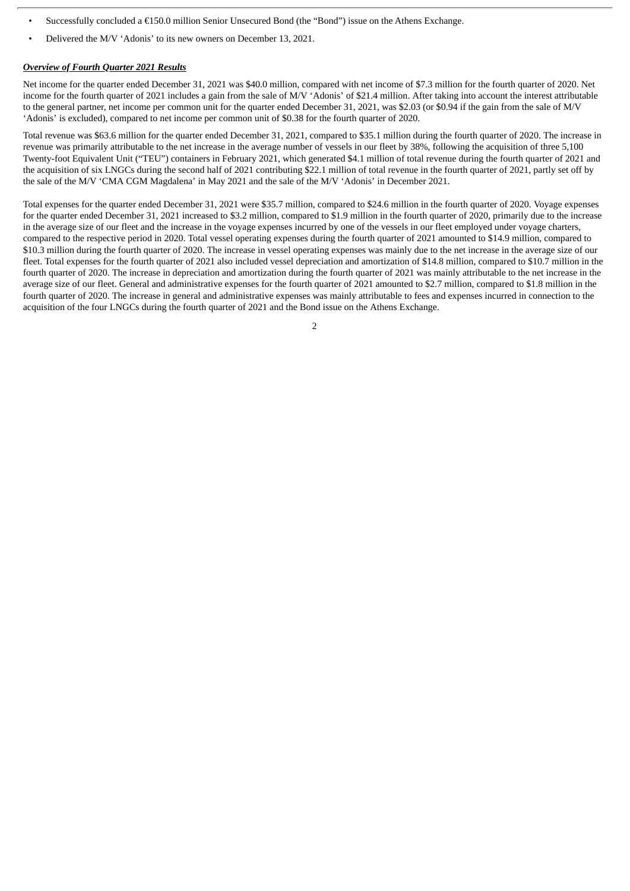- Successfully concluded a €150.0 million Senior Unsecured Bond (the "Bond") issue on the Athens Exchange.
- Delivered the M/V 'Adonis' to its new owners on December 13, 2021.

***Overview of Fourth Quarter 2021 Results***

Net income for the quarter ended December 31, 2021 was $40.0 million, compared with net income of $7.3 million for the fourth quarter of 2020. Net income for the fourth quarter of 2021 includes a gain from the sale of M/V 'Adonis' of $21.4 million. After taking into account the interest attributable to the general partner, net income per common unit for the quarter ended December 31, 2021, was $2.03 (or $0.94 if the gain from the sale of M/V 'Adonis' is excluded), compared to net income per common unit of $0.38 for the fourth quarter of 2020.

Total revenue was $63.6 million for the quarter ended December 31, 2021, compared to $35.1 million during the fourth quarter of 2020. The increase in revenue was primarily attributable to the net increase in the average number of vessels in our fleet by 38%, following the acquisition of three 5,100 Twenty-foot Equivalent Unit ("TEU") containers in February 2021, which generated $4.1 million of total revenue during the fourth quarter of 2021 and the acquisition of six LNGCs during the second half of 2021 contributing $22.1 million of total revenue in the fourth quarter of 2021, partly set off by the sale of the M/V 'CMA CGM Magdalena' in May 2021 and the sale of the M/V 'Adonis' in December 2021.

Total expenses for the quarter ended December 31, 2021 were $35.7 million, compared to $24.6 million in the fourth quarter of 2020. Voyage expenses for the quarter ended December 31, 2021 increased to $3.2 million, compared to $1.9 million in the fourth quarter of 2020, primarily due to the increase in the average size of our fleet and the increase in the voyage expenses incurred by one of the vessels in our fleet employed under voyage charters, compared to the respective period in 2020. Total vessel operating expenses during the fourth quarter of 2021 amounted to $14.9 million, compared to $10.3 million during the fourth quarter of 2020. The increase in vessel operating expenses was mainly due to the net increase in the average size of our fleet. Total expenses for the fourth quarter of 2021 also included vessel depreciation and amortization of $14.8 million, compared to $10.7 million in the fourth quarter of 2020. The increase in depreciation and amortization during the fourth quarter of 2021 was mainly attributable to the net increase in the average size of our fleet. General and administrative expenses for the fourth quarter of 2021 amounted to $2.7 million, compared to $1.8 million in the fourth quarter of 2020. The increase in general and administrative expenses was mainly attributable to fees and expenses incurred in connection to the acquisition of the four LNGCs during the fourth quarter of 2021 and the Bond issue on the Athens Exchange.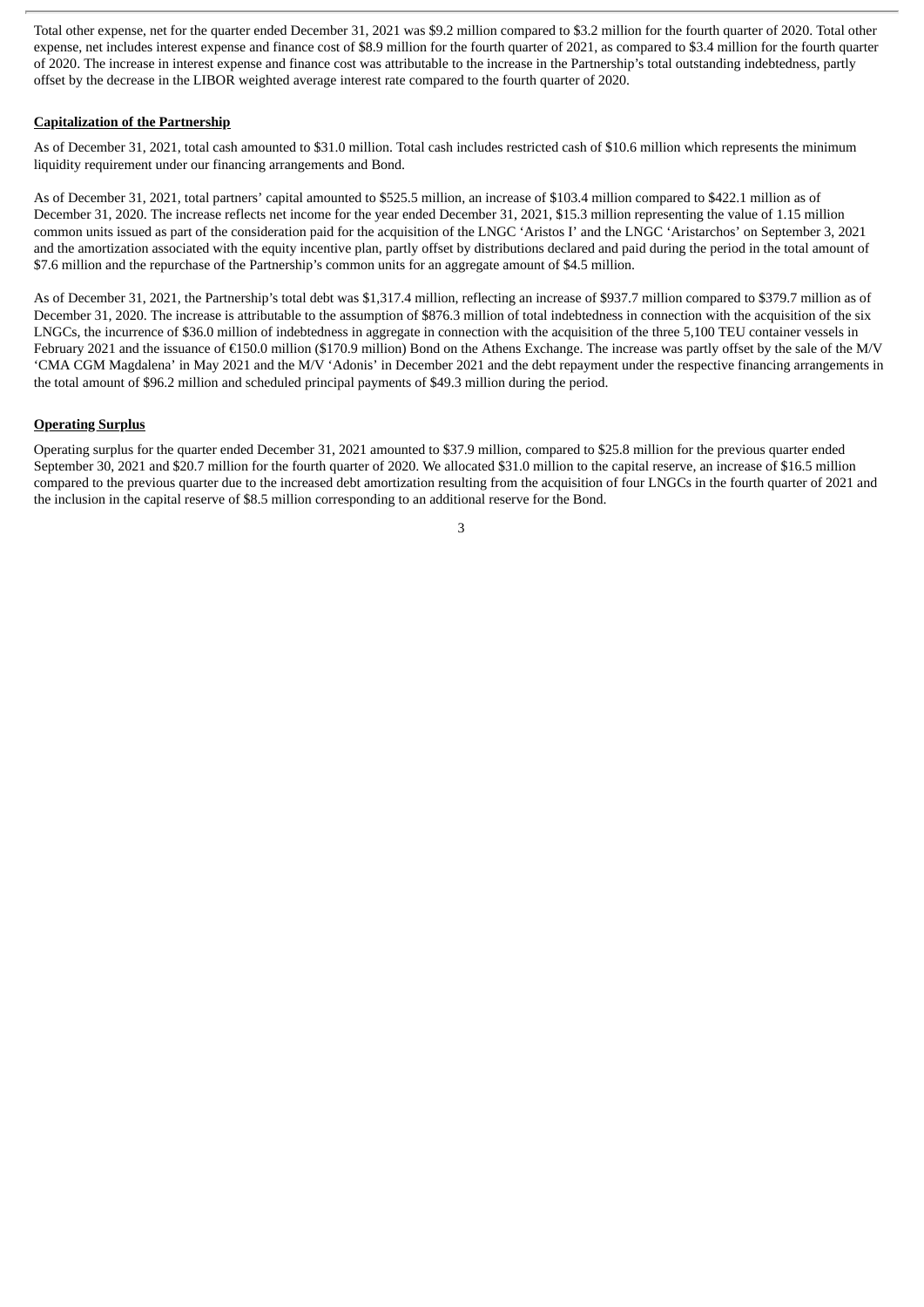Total other expense, net for the quarter ended December 31, 2021 was $9.2 million compared to $3.2 million for the fourth quarter of 2020. Total other expense, net includes interest expense and finance cost of $8.9 million for the fourth quarter of 2021, as compared to $3.4 million for the fourth quarter of 2020. The increase in interest expense and finance cost was attributable to the increase in the Partnership's total outstanding indebtedness, partly offset by the decrease in the LIBOR weighted average interest rate compared to the fourth quarter of 2020.

**Capitalization of the Partnership**

As of December 31, 2021, total cash amounted to $31.0 million. Total cash includes restricted cash of $10.6 million which represents the minimum liquidity requirement under our financing arrangements and Bond.

As of December 31, 2021, total partners' capital amounted to $525.5 million, an increase of $103.4 million compared to $422.1 million as of December 31, 2020. The increase reflects net income for the year ended December 31, 2021, $15.3 million representing the value of 1.15 million common units issued as part of the consideration paid for the acquisition of the LNGC 'Aristos I' and the LNGC 'Aristarchos' on September 3, 2021 and the amortization associated with the equity incentive plan, partly offset by distributions declared and paid during the period in the total amount of $7.6 million and the repurchase of the Partnership's common units for an aggregate amount of $4.5 million.

As of December 31, 2021, the Partnership's total debt was $1,317.4 million, reflecting an increase of $937.7 million compared to $379.7 million as of December 31, 2020. The increase is attributable to the assumption of $876.3 million of total indebtedness in connection with the acquisition of the six LNGCs, the incurrence of $36.0 million of indebtedness in aggregate in connection with the acquisition of the three 5,100 TEU container vessels in February 2021 and the issuance of €150.0 million ($170.9 million) Bond on the Athens Exchange. The increase was partly offset by the sale of the M/V 'CMA CGM Magdalena' in May 2021 and the M/V 'Adonis' in December 2021 and the debt repayment under the respective financing arrangements in the total amount of $96.2 million and scheduled principal payments of $49.3 million during the period.

**Operating Surplus**

Operating surplus for the quarter ended December 31, 2021 amounted to $37.9 million, compared to $25.8 million for the previous quarter ended September 30, 2021 and $20.7 million for the fourth quarter of 2020. We allocated $31.0 million to the capital reserve, an increase of $16.5 million compared to the previous quarter due to the increased debt amortization resulting from the acquisition of four LNGCs in the fourth quarter of 2021 and the inclusion in the capital reserve of $8.5 million corresponding to an additional reserve for the Bond.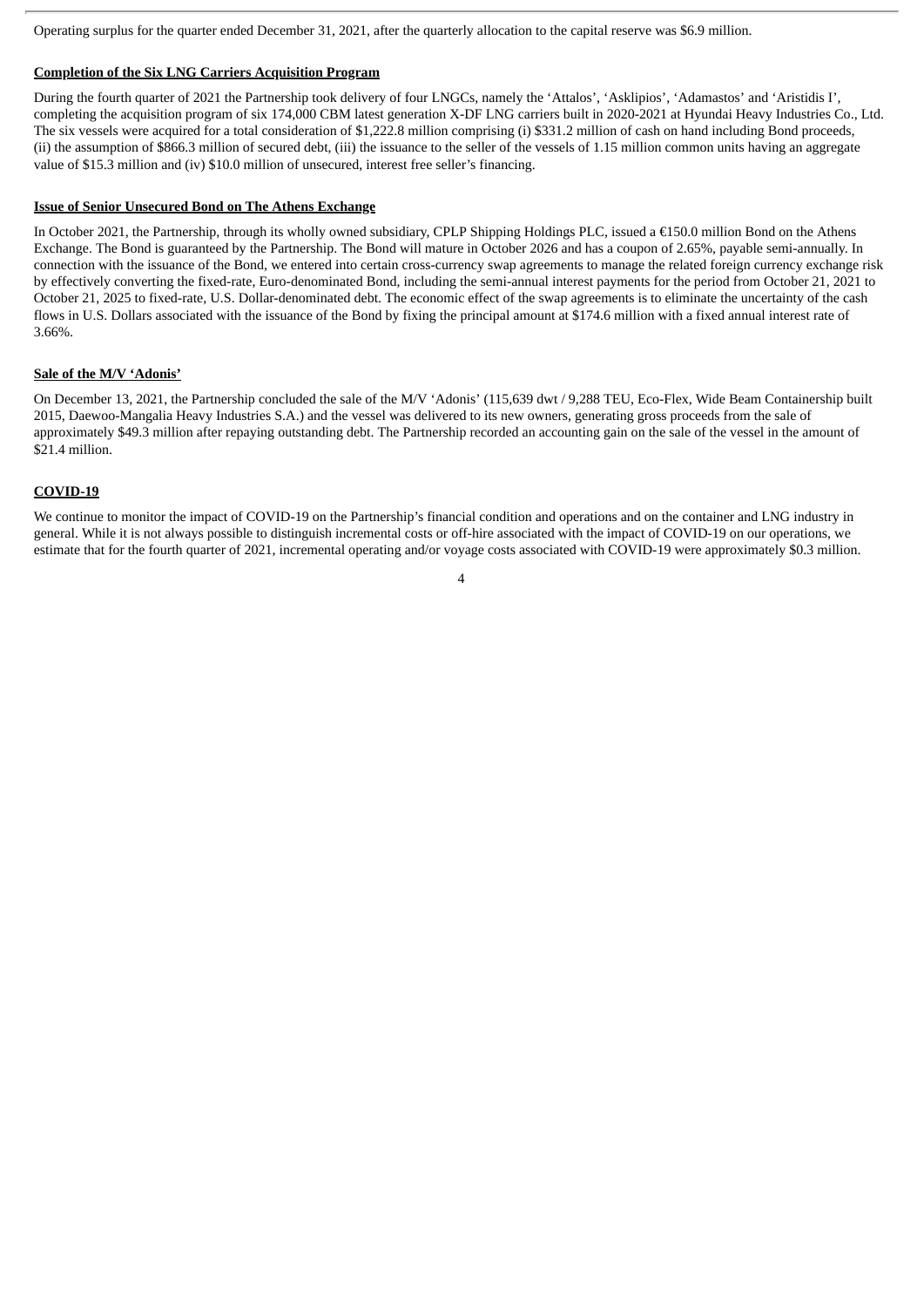Operating surplus for the quarter ended December 31, 2021, after the quarterly allocation to the capital reserve was $6.9 million.

**Completion of the Six LNG Carriers Acquisition Program**

During the fourth quarter of 2021 the Partnership took delivery of four LNGCs, namely the 'Attalos', 'Asklipios', 'Adamastos' and 'Aristidis I', completing the acquisition program of six 174,000 CBM latest generation X-DF LNG carriers built in 2020-2021 at Hyundai Heavy Industries Co., Ltd. The six vessels were acquired for a total consideration of $1,222.8 million comprising (i) $331.2 million of cash on hand including Bond proceeds, (ii) the assumption of $866.3 million of secured debt, (iii) the issuance to the seller of the vessels of 1.15 million common units having an aggregate value of $15.3 million and (iv) $10.0 million of unsecured, interest free seller's financing.

**Issue of Senior Unsecured Bond on The Athens Exchange**

In October 2021, the Partnership, through its wholly owned subsidiary, CPLP Shipping Holdings PLC, issued a €150.0 million Bond on the Athens Exchange. The Bond is guaranteed by the Partnership. The Bond will mature in October 2026 and has a coupon of 2.65%, payable semi-annually. In connection with the issuance of the Bond, we entered into certain cross-currency swap agreements to manage the related foreign currency exchange risk by effectively converting the fixed-rate, Euro-denominated Bond, including the semi-annual interest payments for the period from October 21, 2021 to October 21, 2025 to fixed-rate, U.S. Dollar-denominated debt. The economic effect of the swap agreements is to eliminate the uncertainty of the cash flows in U.S. Dollars associated with the issuance of the Bond by fixing the principal amount at $174.6 million with a fixed annual interest rate of 3.66%.

**Sale of the M/V 'Adonis'**

On December 13, 2021, the Partnership concluded the sale of the M/V 'Adonis' (115,639 dwt / 9,288 TEU, Eco-Flex, Wide Beam Containership built 2015, Daewoo-Mangalia Heavy Industries S.A.) and the vessel was delivered to its new owners, generating gross proceeds from the sale of approximately $49.3 million after repaying outstanding debt. The Partnership recorded an accounting gain on the sale of the vessel in the amount of $21.4 million.

**COVID-19**

We continue to monitor the impact of COVID-19 on the Partnership's financial condition and operations and on the container and LNG industry in general. While it is not always possible to distinguish incremental costs or off-hire associated with the impact of COVID-19 on our operations, we estimate that for the fourth quarter of 2021, incremental operating and/or voyage costs associated with COVID-19 were approximately $0.3 million.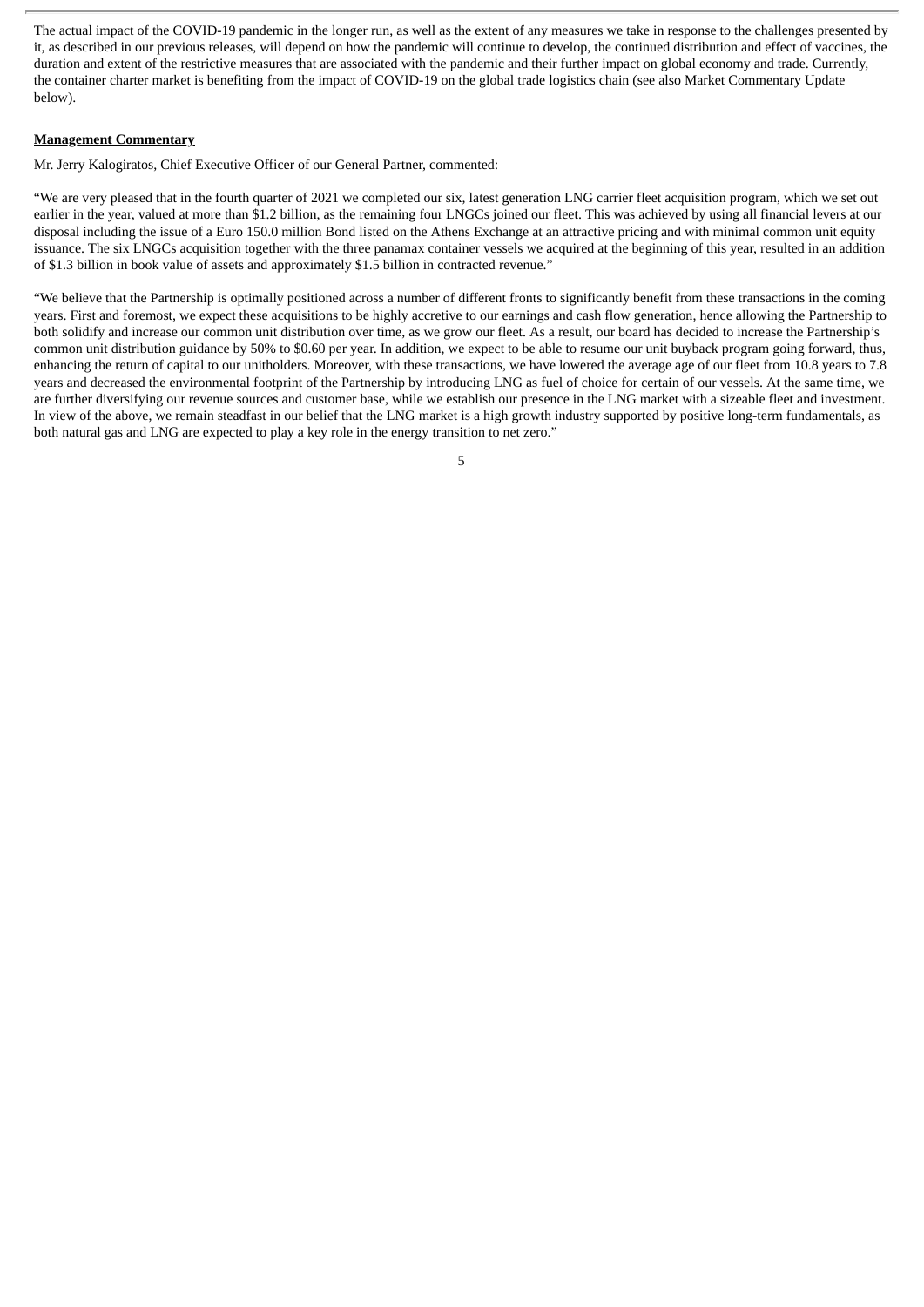The actual impact of the COVID-19 pandemic in the longer run, as well as the extent of any measures we take in response to the challenges presented by it, as described in our previous releases, will depend on how the pandemic will continue to develop, the continued distribution and effect of vaccines, the duration and extent of the restrictive measures that are associated with the pandemic and their further impact on global economy and trade. Currently, the container charter market is benefiting from the impact of COVID-19 on the global trade logistics chain (see also Market Commentary Update below).

**Management Commentary**

Mr. Jerry Kalogiratos, Chief Executive Officer of our General Partner, commented:

"We are very pleased that in the fourth quarter of 2021 we completed our six, latest generation LNG carrier fleet acquisition program, which we set out earlier in the year, valued at more than $1.2 billion, as the remaining four LNGCs joined our fleet. This was achieved by using all financial levers at our disposal including the issue of a Euro 150.0 million Bond listed on the Athens Exchange at an attractive pricing and with minimal common unit equity issuance. The six LNGCs acquisition together with the three panamax container vessels we acquired at the beginning of this year, resulted in an addition of $1.3 billion in book value of assets and approximately $1.5 billion in contracted revenue."

"We believe that the Partnership is optimally positioned across a number of different fronts to significantly benefit from these transactions in the coming years. First and foremost, we expect these acquisitions to be highly accretive to our earnings and cash flow generation, hence allowing the Partnership to both solidify and increase our common unit distribution over time, as we grow our fleet. As a result, our board has decided to increase the Partnership's common unit distribution guidance by 50% to $0.60 per year. In addition, we expect to be able to resume our unit buyback program going forward, thus, enhancing the return of capital to our unitholders. Moreover, with these transactions, we have lowered the average age of our fleet from 10.8 years to 7.8 years and decreased the environmental footprint of the Partnership by introducing LNG as fuel of choice for certain of our vessels. At the same time, we are further diversifying our revenue sources and customer base, while we establish our presence in the LNG market with a sizeable fleet and investment. In view of the above, we remain steadfast in our belief that the LNG market is a high growth industry supported by positive long-term fundamentals, as both natural gas and LNG are expected to play a key role in the energy transition to net zero."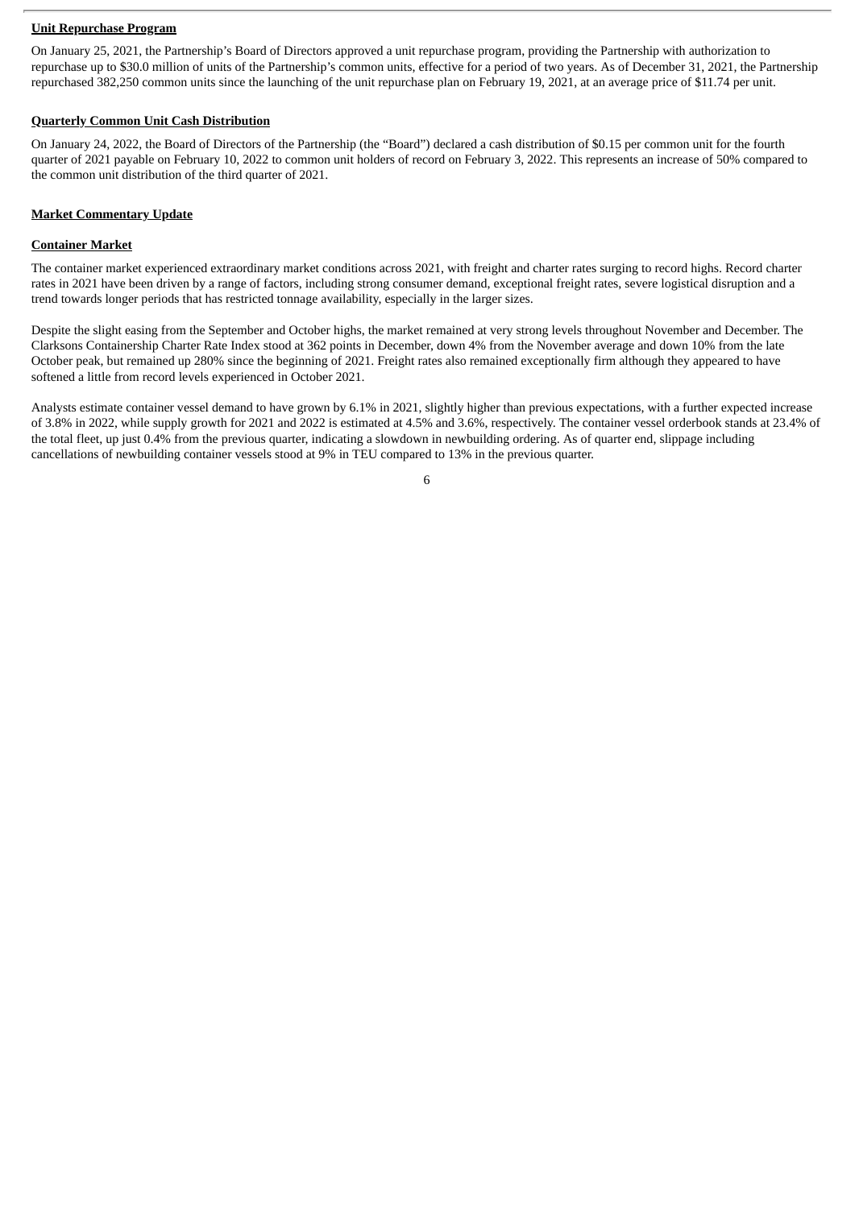**Unit Repurchase Program**

On January 25, 2021, the Partnership's Board of Directors approved a unit repurchase program, providing the Partnership with authorization to repurchase up to $30.0 million of units of the Partnership's common units, effective for a period of two years. As of December 31, 2021, the Partnership repurchased 382,250 common units since the launching of the unit repurchase plan on February 19, 2021, at an average price of $11.74 per unit.

**Quarterly Common Unit Cash Distribution**

On January 24, 2022, the Board of Directors of the Partnership (the "Board") declared a cash distribution of $0.15 per common unit for the fourth quarter of 2021 payable on February 10, 2022 to common unit holders of record on February 3, 2022. This represents an increase of 50% compared to the common unit distribution of the third quarter of 2021.

**Market Commentary Update**

**Container Market**

The container market experienced extraordinary market conditions across 2021, with freight and charter rates surging to record highs. Record charter rates in 2021 have been driven by a range of factors, including strong consumer demand, exceptional freight rates, severe logistical disruption and a trend towards longer periods that has restricted tonnage availability, especially in the larger sizes.

Despite the slight easing from the September and October highs, the market remained at very strong levels throughout November and December. The Clarksons Containership Charter Rate Index stood at 362 points in December, down 4% from the November average and down 10% from the late October peak, but remained up 280% since the beginning of 2021. Freight rates also remained exceptionally firm although they appeared to have softened a little from record levels experienced in October 2021.

Analysts estimate container vessel demand to have grown by 6.1% in 2021, slightly higher than previous expectations, with a further expected increase of 3.8% in 2022, while supply growth for 2021 and 2022 is estimated at 4.5% and 3.6%, respectively. The container vessel orderbook stands at 23.4% of the total fleet, up just 0.4% from the previous quarter, indicating a slowdown in newbuilding ordering. As of quarter end, slippage including cancellations of newbuilding container vessels stood at 9% in TEU compared to 13% in the previous quarter.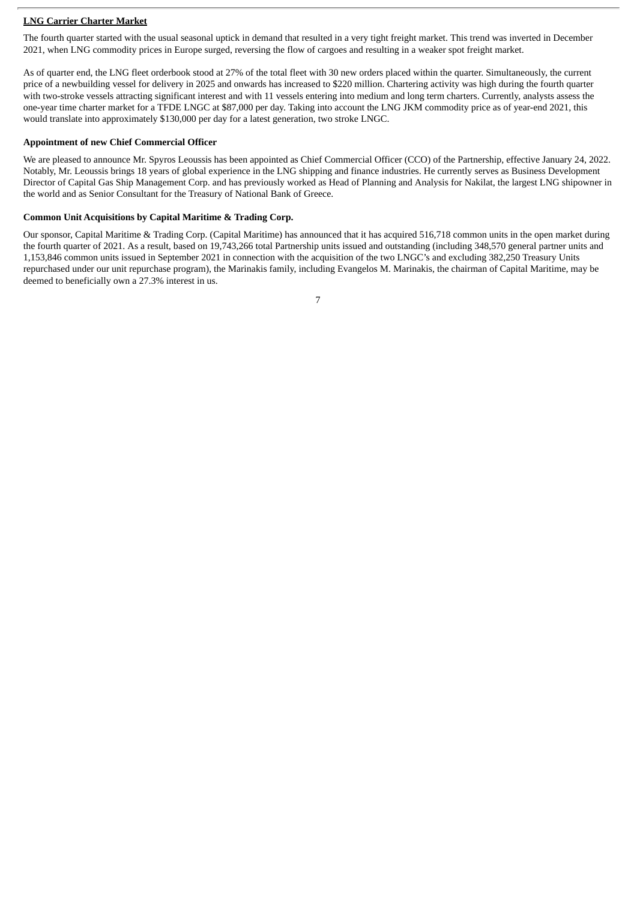**<u>LNG Carrier Charter Market</u>**

The fourth quarter started with the usual seasonal uptick in demand that resulted in a very tight freight market. This trend was inverted in December 2021, when LNG commodity prices in Europe surged, reversing the flow of cargoes and resulting in a weaker spot freight market.

As of quarter end, the LNG fleet orderbook stood at 27% of the total fleet with 30 new orders placed within the quarter. Simultaneously, the current price of a newbuilding vessel for delivery in 2025 and onwards has increased to $220 million. Chartering activity was high during the fourth quarter with two-stroke vessels attracting significant interest and with 11 vessels entering into medium and long term charters. Currently, analysts assess the one-year time charter market for a TFDE LNGC at $87,000 per day. Taking into account the LNG JKM commodity price as of year-end 2021, this would translate into approximately $130,000 per day for a latest generation, two stroke LNGC.

**Appointment of new Chief Commercial Officer**

We are pleased to announce Mr. Spyros Leoussis has been appointed as Chief Commercial Officer (CCO) of the Partnership, effective January 24, 2022. Notably, Mr. Leoussis brings 18 years of global experience in the LNG shipping and finance industries. He currently serves as Business Development Director of Capital Gas Ship Management Corp. and has previously worked as Head of Planning and Analysis for Nakilat, the largest LNG shipowner in the world and as Senior Consultant for the Treasury of National Bank of Greece.

**Common Unit Acquisitions by Capital Maritime & Trading Corp.**

Our sponsor, Capital Maritime & Trading Corp. (Capital Maritime) has announced that it has acquired 516,718 common units in the open market during the fourth quarter of 2021. As a result, based on 19,743,266 total Partnership units issued and outstanding (including 348,570 general partner units and 1,153,846 common units issued in September 2021 in connection with the acquisition of the two LNGC's and excluding 382,250 Treasury Units repurchased under our unit repurchase program), the Marinakis family, including Evangelos M. Marinakis, the chairman of Capital Maritime, may be deemed to beneficially own a 27.3% interest in us.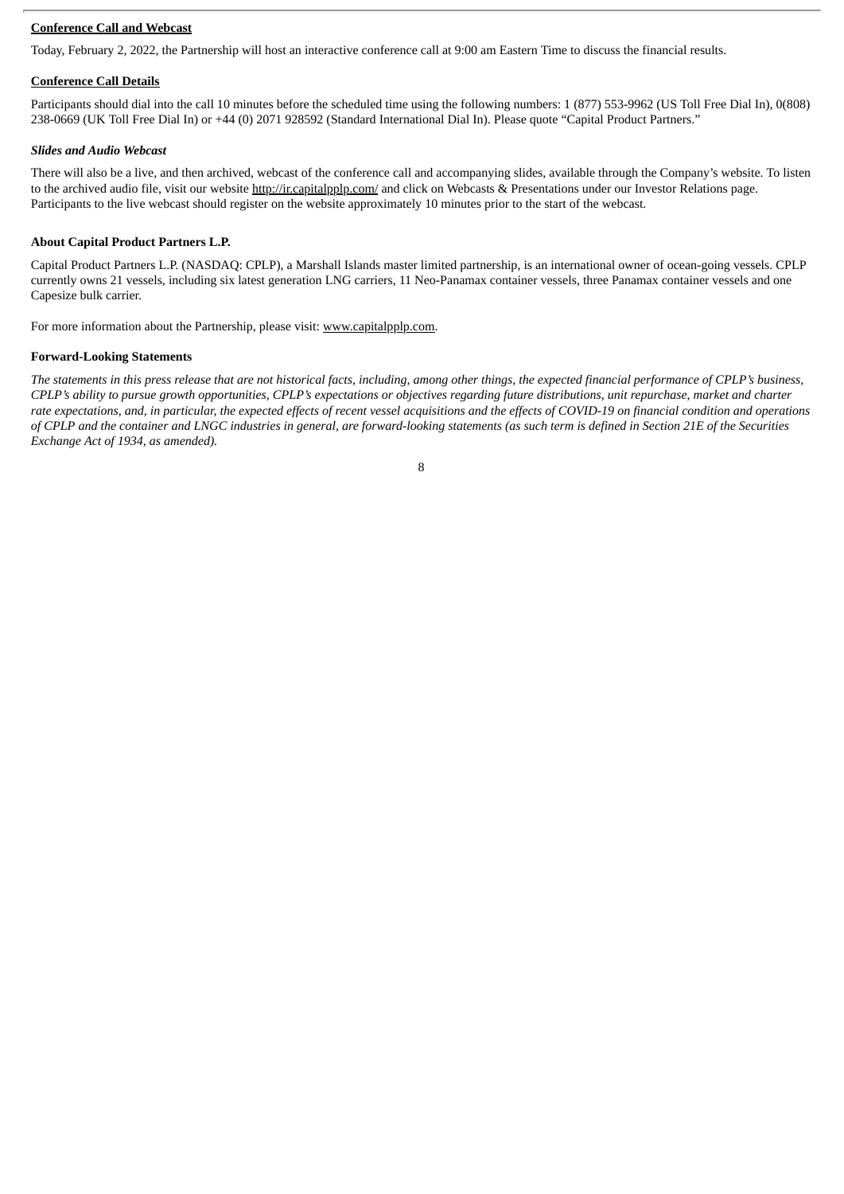**Conference Call and Webcast**

Today, February 2, 2022, the Partnership will host an interactive conference call at 9:00 am Eastern Time to discuss the financial results.

**Conference Call Details**

Participants should dial into the call 10 minutes before the scheduled time using the following numbers: 1 (877) 553-9962 (US Toll Free Dial In), 0(808) 238-0669 (UK Toll Free Dial In) or +44 (0) 2071 928592 (Standard International Dial In). Please quote "Capital Product Partners."

***Slides and Audio Webcast***

There will also be a live, and then archived, webcast of the conference call and accompanying slides, available through the Company's website. To listen to the archived audio file, visit our website http://ir.capitalpplp.com/ and click on Webcasts & Presentations under our Investor Relations page. Participants to the live webcast should register on the website approximately 10 minutes prior to the start of the webcast.

**About Capital Product Partners L.P.**

Capital Product Partners L.P. (NASDAQ: CPLP), a Marshall Islands master limited partnership, is an international owner of ocean-going vessels. CPLP currently owns 21 vessels, including six latest generation LNG carriers, 11 Neo-Panamax container vessels, three Panamax container vessels and one Capesize bulk carrier.

For more information about the Partnership, please visit: www.capitalpplp.com.

**Forward-Looking Statements**

*The statements in this press release that are not historical facts, including, among other things, the expected financial performance of CPLP's business, CPLP's ability to pursue growth opportunities, CPLP's expectations or objectives regarding future distributions, unit repurchase, market and charter rate expectations, and, in particular, the expected effects of recent vessel acquisitions and the effects of COVID-19 on financial condition and operations of CPLP and the container and LNGC industries in general, are forward-looking statements (as such term is defined in Section 21E of the Securities Exchange Act of 1934, as amended).*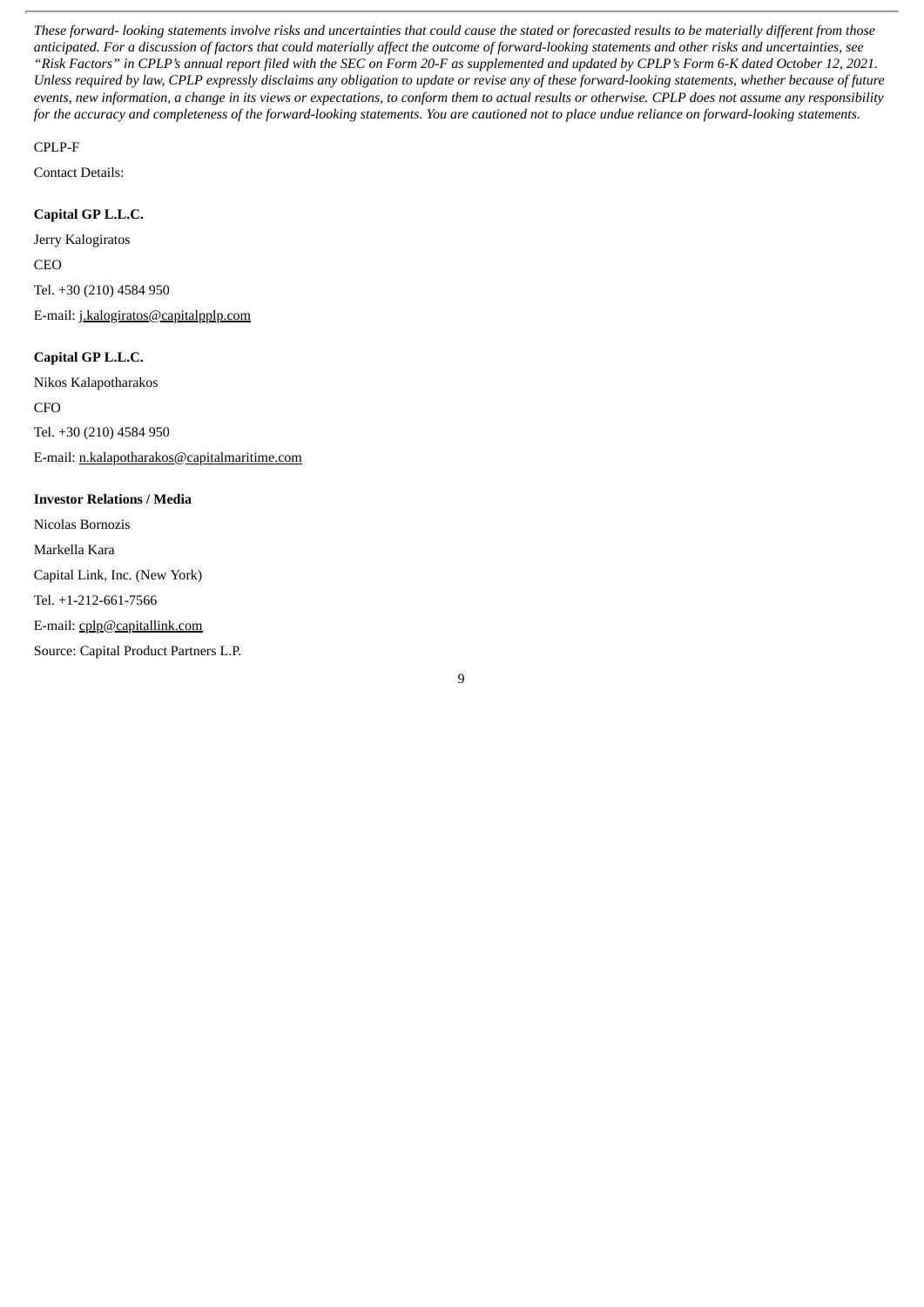*These forward- looking statements involve risks and uncertainties that could cause the stated or forecasted results to be materially different from those anticipated. For a discussion of factors that could materially affect the outcome of forward-looking statements and other risks and uncertainties, see "Risk Factors" in CPLP's annual report filed with the SEC on Form 20-F as supplemented and updated by CPLP's Form 6-K dated October 12, 2021. Unless required by law, CPLP expressly disclaims any obligation to update or revise any of these forward-looking statements, whether because of future events, new information, a change in its views or expectations, to conform them to actual results or otherwise. CPLP does not assume any responsibility for the accuracy and completeness of the forward-looking statements. You are cautioned not to place undue reliance on forward-looking statements.*

CPLP-F

Contact Details:

**Capital GP L.L.C.**

Jerry Kalogiratos

CEO

Tel. +30 (210) 4584 950

E-mail: j.kalogiratos@capitalpplp.com

**Capital GP L.L.C.**

Nikos Kalapotharakos

CFO

Tel. +30 (210) 4584 950

E-mail: n.kalapotharakos@capitalmaritime.com

**Investor Relations / Media**

Nicolas Bornozis

Markella Kara

Capital Link, Inc. (New York)

Tel. +1-212-661-7566

E-mail: cplp@capitallink.com

Source: Capital Product Partners L.P.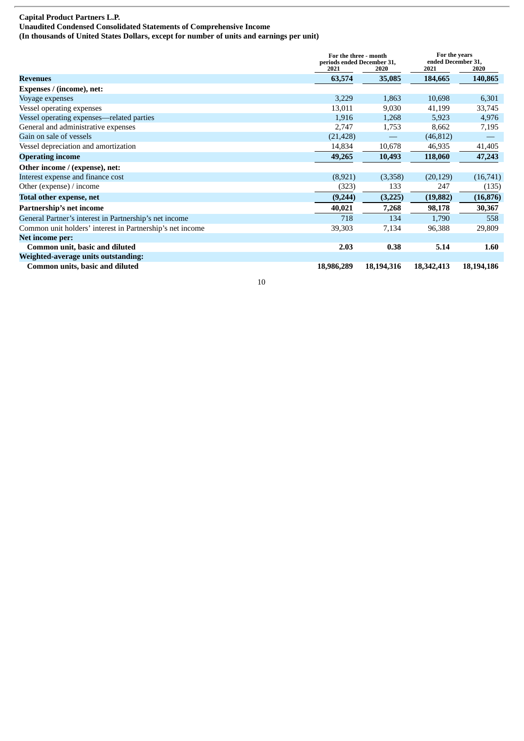**Capital Product Partners L.P.**
**Unaudited Condensed Consolidated Statements of Comprehensive Income**
**(In thousands of United States Dollars, except for number of units and earnings per unit)**

| | For the three - month periods ended December 31, | | For the years ended December 31, | |
|---|---|---|---|---|
| | 2021 | 2020 | 2021 | 2020 |
| **Revenues** | **63,574** | **35,085** | **184,665** | **140,865** |
| **Expenses / (income), net:** | | | | |
| Voyage expenses | 3,229 | 1,863 | 10,698 | 6,301 |
| Vessel operating expenses | 13,011 | 9,030 | 41,199 | 33,745 |
| Vessel operating expenses—related parties | 1,916 | 1,268 | 5,923 | 4,976 |
| General and administrative expenses | 2,747 | 1,753 | 8,662 | 7,195 |
| Gain on sale of vessels | (21,428) | — | (46,812) | — |
| Vessel depreciation and amortization | 14,834 | 10,678 | 46,935 | 41,405 |
| **Operating income** | **49,265** | **10,493** | **118,060** | **47,243** |
| **Other income / (expense), net:** | | | | |
| Interest expense and finance cost | (8,921) | (3,358) | (20,129) | (16,741) |
| Other (expense) / income | (323) | 133 | 247 | (135) |
| **Total other expense, net** | **(9,244)** | **(3,225)** | **(19,882)** | **(16,876)** |
| **Partnership's net income** | **40,021** | **7,268** | **98,178** | **30,367** |
| General Partner's interest in Partnership's net income | 718 | 134 | 1,790 | 558 |
| Common unit holders' interest in Partnership's net income | 39,303 | 7,134 | 96,388 | 29,809 |
| **Net income per:** | | | | |
| **Common unit, basic and diluted** | **2.03** | **0.38** | **5.14** | **1.60** |
| **Weighted-average units outstanding:** | | | | |
| **Common units, basic and diluted** | **18,986,289** | **18,194,316** | **18,342,413** | **18,194,186** |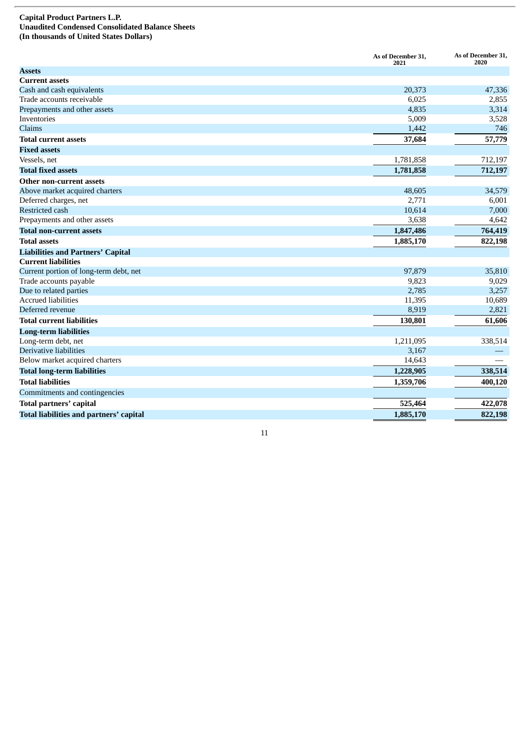**Capital Product Partners L.P.**
**Unaudited Condensed Consolidated Balance Sheets**
**(In thousands of United States Dollars)**

| | As of December 31, 2021 | As of December 31, 2020 |
|---|---|---|
| **Assets** | | |
| **Current assets** | | |
| Cash and cash equivalents | 20,373 | 47,336 |
| Trade accounts receivable | 6,025 | 2,855 |
| Prepayments and other assets | 4,835 | 3,314 |
| Inventories | 5,009 | 3,528 |
| Claims | 1,442 | 746 |
| **Total current assets** | **37,684** | **57,779** |
| **Fixed assets** | | |
| Vessels, net | 1,781,858 | 712,197 |
| **Total fixed assets** | **1,781,858** | **712,197** |
| **Other non-current assets** | | |
| Above market acquired charters | 48,605 | 34,579 |
| Deferred charges, net | 2,771 | 6,001 |
| Restricted cash | 10,614 | 7,000 |
| Prepayments and other assets | 3,638 | 4,642 |
| **Total non-current assets** | **1,847,486** | **764,419** |
| **Total assets** | **1,885,170** | **822,198** |
| **Liabilities and Partners' Capital** | | |
| **Current liabilities** | | |
| Current portion of long-term debt, net | 97,879 | 35,810 |
| Trade accounts payable | 9,823 | 9,029 |
| Due to related parties | 2,785 | 3,257 |
| Accrued liabilities | 11,395 | 10,689 |
| Deferred revenue | 8,919 | 2,821 |
| **Total current liabilities** | **130,801** | **61,606** |
| **Long-term liabilities** | | |
| Long-term debt, net | 1,211,095 | 338,514 |
| Derivative liabilities | 3,167 | — |
| Below market acquired charters | 14,643 | — |
| **Total long-term liabilities** | **1,228,905** | **338,514** |
| **Total liabilities** | **1,359,706** | **400,120** |
| Commitments and contingencies | | |
| **Total partners' capital** | **525,464** | **422,078** |
| **Total liabilities and partners' capital** | **1,885,170** | **822,198** |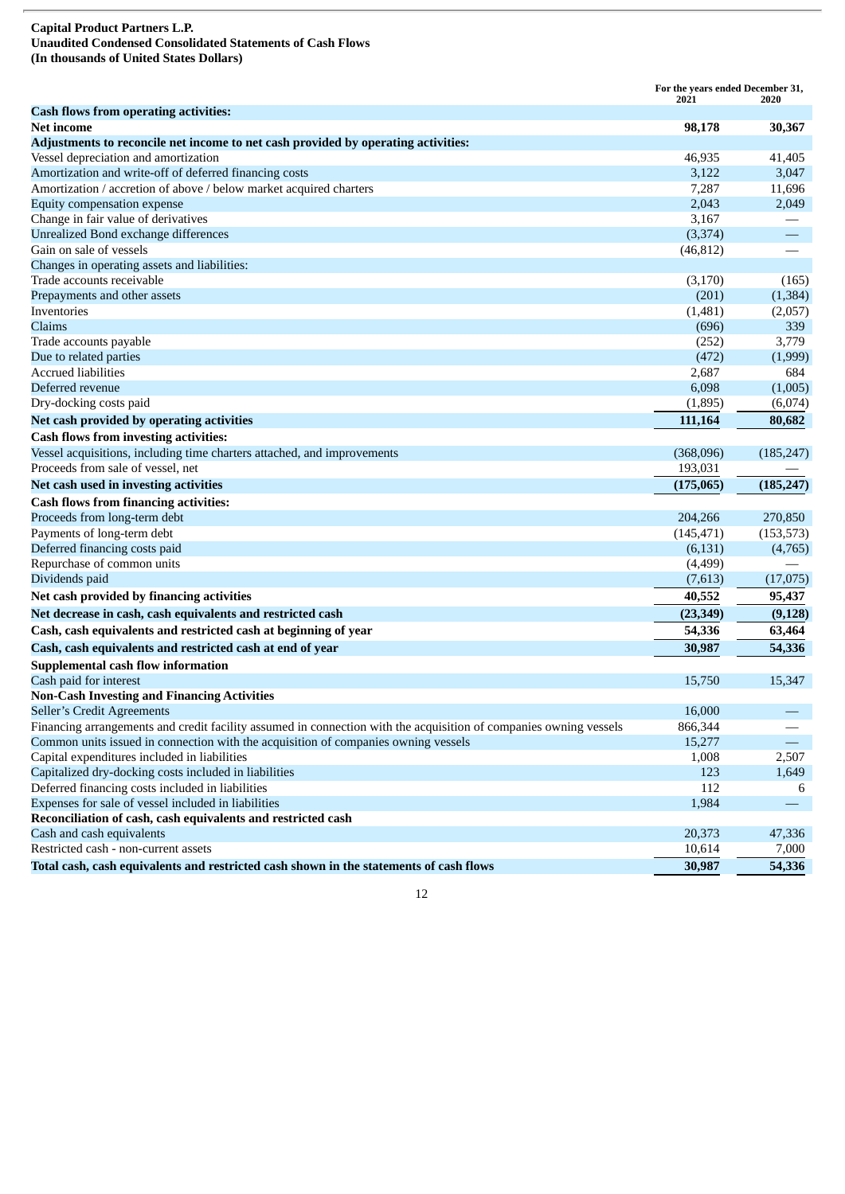**Capital Product Partners L.P.**
**Unaudited Condensed Consolidated Statements of Cash Flows**
**(In thousands of United States Dollars)**

| | For the years ended December 31, | |
|---|---|---|
| | 2021 | 2020 |
| **Cash flows from operating activities:** | | |
| **Net income** | **98,178** | **30,367** |
| **Adjustments to reconcile net income to net cash provided by operating activities:** | | |
| Vessel depreciation and amortization | 46,935 | 41,405 |
| Amortization and write-off of deferred financing costs | 3,122 | 3,047 |
| Amortization / accretion of above / below market acquired charters | 7,287 | 11,696 |
| Equity compensation expense | 2,043 | 2,049 |
| Change in fair value of derivatives | 3,167 | — |
| Unrealized Bond exchange differences | (3,374) | — |
| Gain on sale of vessels | (46,812) | — |
| Changes in operating assets and liabilities: | | |
| Trade accounts receivable | (3,170) | (165) |
| Prepayments and other assets | (201) | (1,384) |
| Inventories | (1,481) | (2,057) |
| Claims | (696) | 339 |
| Trade accounts payable | (252) | 3,779 |
| Due to related parties | (472) | (1,999) |
| Accrued liabilities | 2,687 | 684 |
| Deferred revenue | 6,098 | (1,005) |
| Dry-docking costs paid | (1,895) | (6,074) |
| **Net cash provided by operating activities** | **111,164** | **80,682** |
| **Cash flows from investing activities:** | | |
| Vessel acquisitions, including time charters attached, and improvements | (368,096) | (185,247) |
| Proceeds from sale of vessel, net | 193,031 | — |
| **Net cash used in investing activities** | **(175,065)** | **(185,247)** |
| **Cash flows from financing activities:** | | |
| Proceeds from long-term debt | 204,266 | 270,850 |
| Payments of long-term debt | (145,471) | (153,573) |
| Deferred financing costs paid | (6,131) | (4,765) |
| Repurchase of common units | (4,499) | — |
| Dividends paid | (7,613) | (17,075) |
| **Net cash provided by financing activities** | **40,552** | **95,437** |
| **Net decrease in cash, cash equivalents and restricted cash** | **(23,349)** | **(9,128)** |
| **Cash, cash equivalents and restricted cash at beginning of year** | **54,336** | **63,464** |
| **Cash, cash equivalents and restricted cash at end of year** | **30,987** | **54,336** |
| **Supplemental cash flow information** | | |
| Cash paid for interest | 15,750 | 15,347 |
| **Non-Cash Investing and Financing Activities** | | |
| Seller's Credit Agreements | 16,000 | — |
| Financing arrangements and credit facility assumed in connection with the acquisition of companies owning vessels | 866,344 | — |
| Common units issued in connection with the acquisition of companies owning vessels | 15,277 | — |
| Capital expenditures included in liabilities | 1,008 | 2,507 |
| Capitalized dry-docking costs included in liabilities | 123 | 1,649 |
| Deferred financing costs included in liabilities | 112 | 6 |
| Expenses for sale of vessel included in liabilities | 1,984 | — |
| **Reconciliation of cash, cash equivalents and restricted cash** | | |
| Cash and cash equivalents | 20,373 | 47,336 |
| Restricted cash - non-current assets | 10,614 | 7,000 |
| **Total cash, cash equivalents and restricted cash shown in the statements of cash flows** | **30,987** | **54,336** |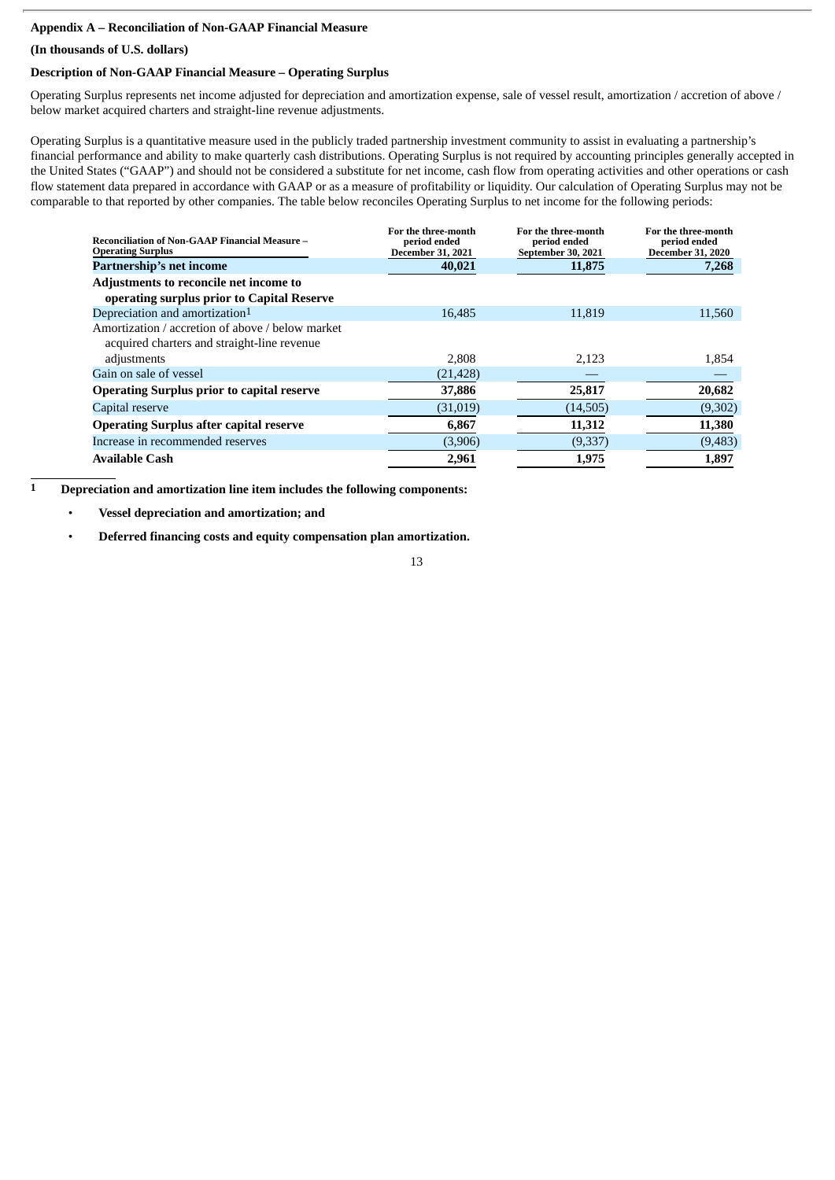**Appendix A – Reconciliation of Non-GAAP Financial Measure**

**(In thousands of U.S. dollars)**

**Description of Non-GAAP Financial Measure – Operating Surplus**

Operating Surplus represents net income adjusted for depreciation and amortization expense, sale of vessel result, amortization / accretion of above / below market acquired charters and straight-line revenue adjustments.

Operating Surplus is a quantitative measure used in the publicly traded partnership investment community to assist in evaluating a partnership's financial performance and ability to make quarterly cash distributions. Operating Surplus is not required by accounting principles generally accepted in the United States ("GAAP") and should not be considered a substitute for net income, cash flow from operating activities and other operations or cash flow statement data prepared in accordance with GAAP or as a measure of profitability or liquidity. Our calculation of Operating Surplus may not be comparable to that reported by other companies. The table below reconciles Operating Surplus to net income for the following periods:

| Reconciliation of Non-GAAP Financial Measure – Operating Surplus | For the three-month period ended December 31, 2021 | For the three-month period ended September 30, 2021 | For the three-month period ended December 31, 2020 |
|---|---|---|---|
| **Partnership's net income** | **40,021** | **11,875** | **7,268** |
| **Adjustments to reconcile net income to operating surplus prior to Capital Reserve** | | | |
| Depreciation and amortization[1] | 16,485 | 11,819 | 11,560 |
| Amortization / accretion of above / below market acquired charters and straight-line revenue adjustments | 2,808 | 2,123 | 1,854 |
| Gain on sale of vessel | (21,428) | — | — |
| **Operating Surplus prior to capital reserve** | **37,886** | **25,817** | **20,682** |
| Capital reserve | (31,019) | (14,505) | (9,302) |
| **Operating Surplus after capital reserve** | **6,867** | **11,312** | **11,380** |
| Increase in recommended reserves | (3,906) | (9,337) | (9,483) |
| **Available Cash** | **2,961** | **1,975** | **1,897** |

[1] **Depreciation and amortization line item includes the following components:**

- **Vessel depreciation and amortization; and**
- **Deferred financing costs and equity compensation plan amortization.**